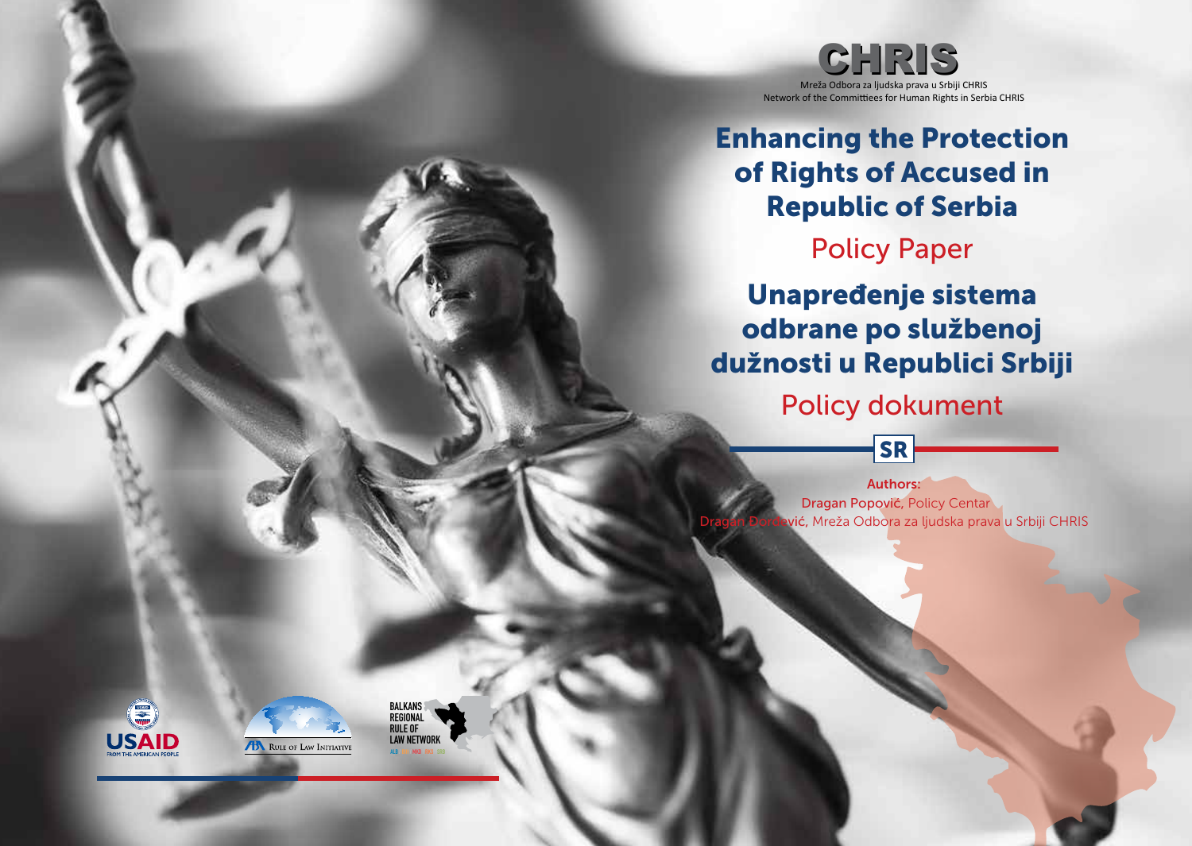# CHRIS

Mreža Odbora za ljudska prava u Srbiji CHRIS
Network of the Committiees for Human Rights in Serbia CHRIS

# Enhancing the Protection of Rights of Accused in Republic of Serbia

## Policy Paper

# Unapređenje sistema odbrane po službenoj dužnosti u Republici Srbiji

## Policy dokument

SR

**Authors:**
**Dragan Popović**, Policy Centar
**Dragan Đorđević**, Mreža Odbora za ljudska prava u Srbiji CHRIS

USAID FROM THE AMERICAN PEOPLE

ABA Rule of Law Initiative

BALKANS REGIONAL RULE OF LAW NETWORK
ALB BIH MKD RKS SRB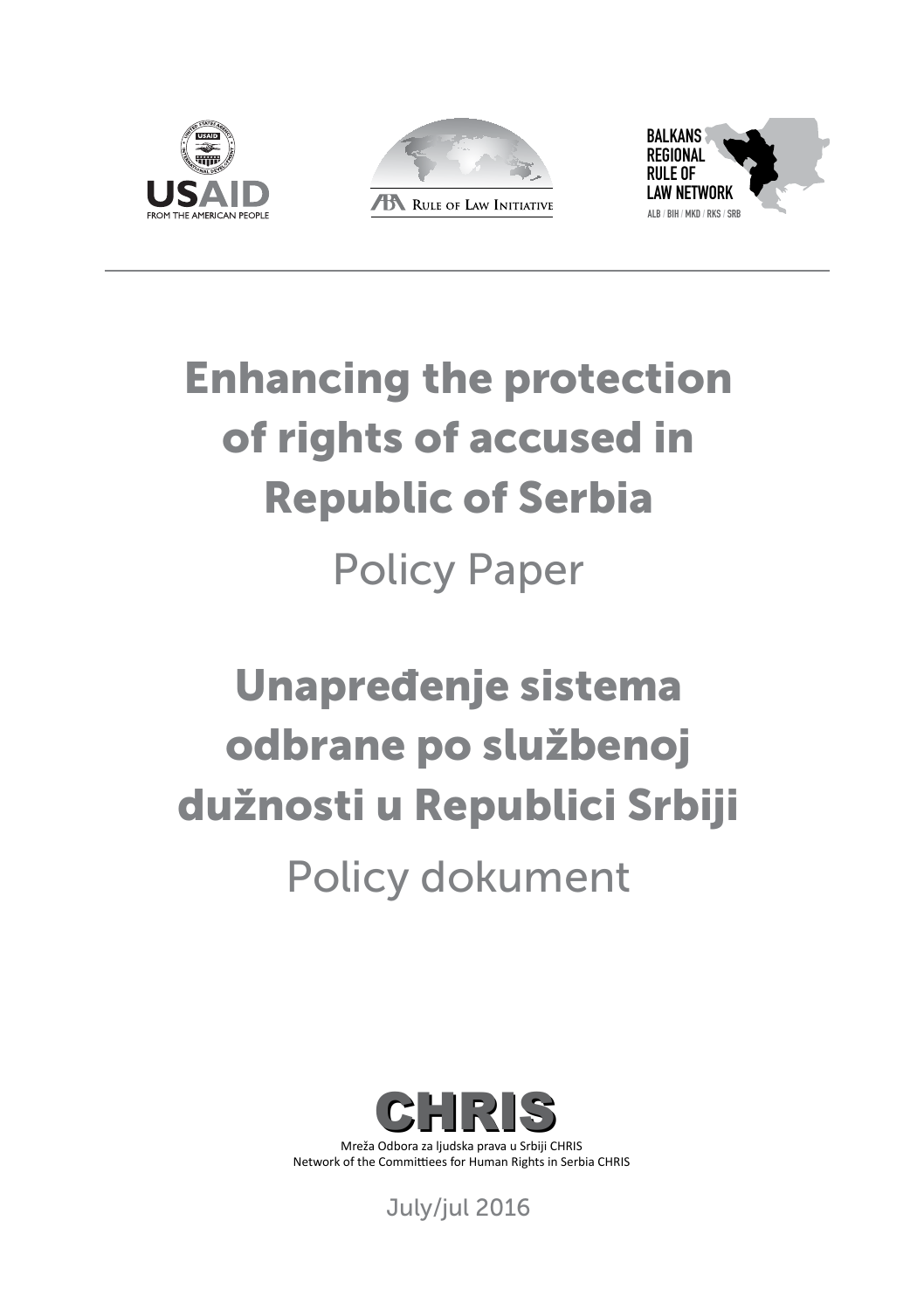USAID
FROM THE AMERICAN PEOPLE

RULE OF LAW INITIATIVE

BALKANS REGIONAL RULE OF LAW NETWORK
ALB / BIH / MKD / RKS / SRB

# Enhancing the protection of rights of accused in Republic of Serbia

## Policy Paper

# Unapređenje sistema odbrane po službenoj dužnosti u Republici Srbiji

## Policy dokument

CHRIS

Mreža Odbora za ljudska prava u Srbiji CHRIS
Network of the Committees for Human Rights in Serbia CHRIS

July/jul 2016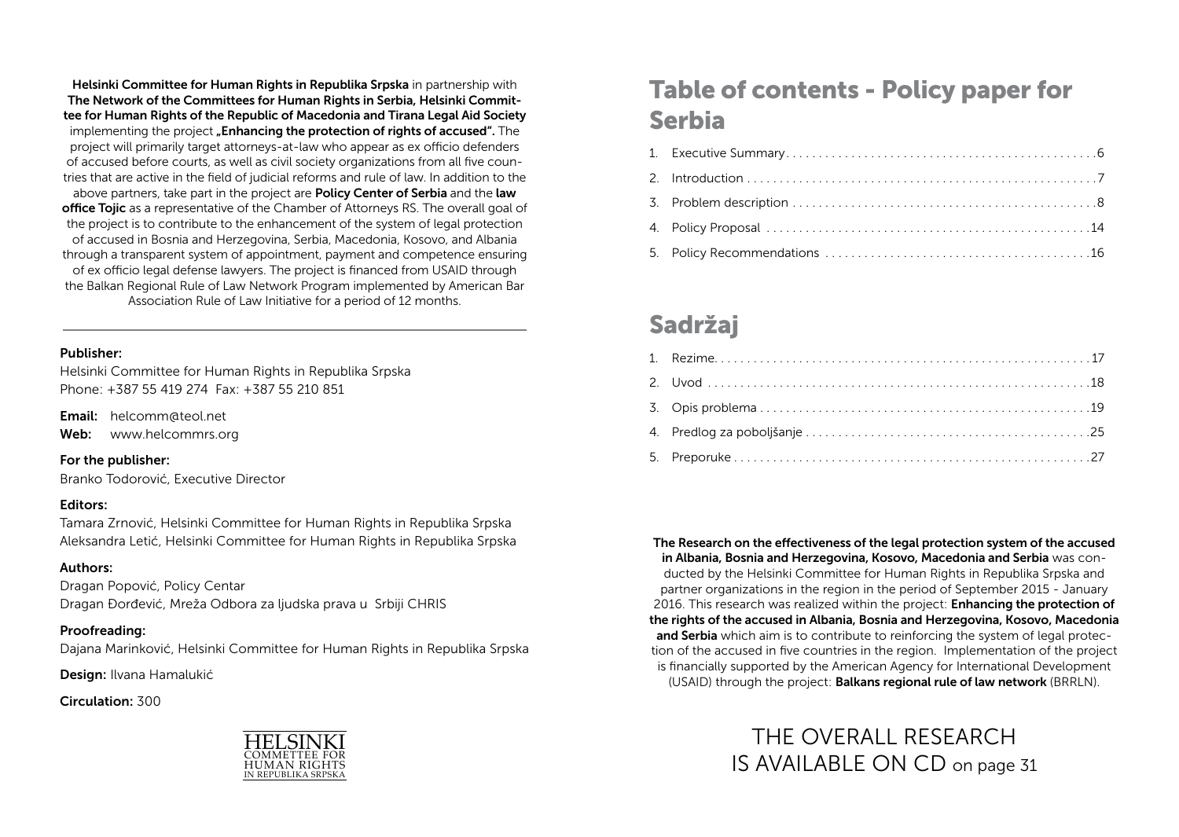**Helsinki Committee for Human Rights in Republika Srpska** in partnership with **The Network of the Committees for Human Rights in Serbia, Helsinki Committee for Human Rights of the Republic of Macedonia and Tirana Legal Aid Society** implementing the project **„Enhancing the protection of rights of accused".** The project will primarily target attorneys-at-law who appear as ex officio defenders of accused before courts, as well as civil society organizations from all five countries that are active in the field of judicial reforms and rule of law. In addition to the above partners, take part in the project are **Policy Center of Serbia** and the **law office Tojic** as a representative of the Chamber of Attorneys RS. The overall goal of the project is to contribute to the enhancement of the system of legal protection of accused in Bosnia and Herzegovina, Serbia, Macedonia, Kosovo, and Albania through a transparent system of appointment, payment and competence ensuring of ex officio legal defense lawyers. The project is financed from USAID through the Balkan Regional Rule of Law Network Program implemented by American Bar Association Rule of Law Initiative for a period of 12 months.

---

**Publisher:**

Helsinki Committee for Human Rights in Republika Srpska
Phone: +387 55 419 274 Fax: +387 55 210 851

**Email:** helcomm@teol.net
**Web:** www.helcommrs.org

**For the publisher:**

Branko Todorović, Executive Director

**Editors:**

Tamara Zrnović, Helsinki Committee for Human Rights in Republika Srpska
Aleksandra Letić, Helsinki Committee for Human Rights in Republika Srpska

**Authors:**

Dragan Popović, Policy Centar
Dragan Đorđević, Mreža Odbora za ljudska prava u Srbiji CHRIS

**Proofreading:**

Dajana Marinković, Helsinki Committee for Human Rights in Republika Srpska

**Design:** Ilvana Hamalukić

**Circulation:** 300

HELSINKI COMMETTEE FOR HUMAN RIGHTS IN REPUBLIKA SRPSKA

# Table of contents - Policy paper for Serbia

1. Executive Summary . . . . . . . . . . 6
2. Introduction . . . . . . . . . . 7
3. Problem description . . . . . . . . . . 8
4. Policy Proposal . . . . . . . . . . 14
5. Policy Recommendations . . . . . . . . . . 16

# Sadržaj

1. Rezime . . . . . . . . . . 17
2. Uvod . . . . . . . . . . 18
3. Opis problema . . . . . . . . . . 19
4. Predlog za poboljšanje . . . . . . . . . . 25
5. Preporuke . . . . . . . . . . 27

**The Research on the effectiveness of the legal protection system of the accused in Albania, Bosnia and Herzegovina, Kosovo, Macedonia and Serbia** was conducted by the Helsinki Committee for Human Rights in Republika Srpska and partner organizations in the region in the period of September 2015 - January 2016. This research was realized within the project: **Enhancing the protection of the rights of the accused in Albania, Bosnia and Herzegovina, Kosovo, Macedonia and Serbia** which aim is to contribute to reinforcing the system of legal protection of the accused in five countries in the region. Implementation of the project is financially supported by the American Agency for International Development (USAID) through the project: **Balkans regional rule of law network** (BRRLN).

THE OVERALL RESEARCH IS AVAILABLE ON CD on page 31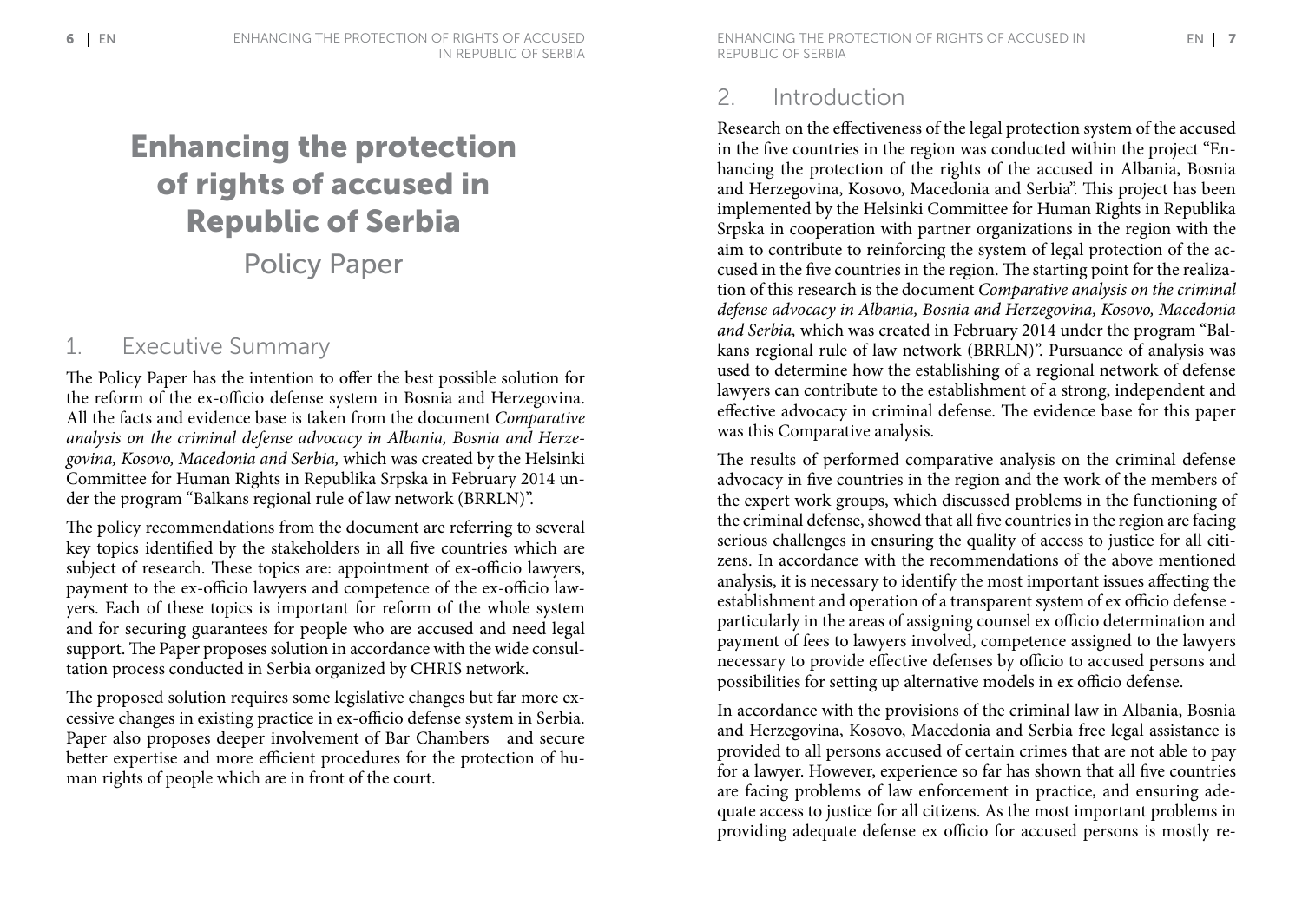# Enhancing the protection of rights of accused in Republic of Serbia

Policy Paper

## 1. Executive Summary

The Policy Paper has the intention to offer the best possible solution for the reform of the ex-officio defense system in Bosnia and Herzegovina. All the facts and evidence base is taken from the document *Comparative analysis on the criminal defense advocacy in Albania, Bosnia and Herzegovina, Kosovo, Macedonia and Serbia,* which was created by the Helsinki Committee for Human Rights in Republika Srpska in February 2014 under the program "Balkans regional rule of law network (BRRLN)".

The policy recommendations from the document are referring to several key topics identified by the stakeholders in all five countries which are subject of research. These topics are: appointment of ex-officio lawyers, payment to the ex-officio lawyers and competence of the ex-officio lawyers. Each of these topics is important for reform of the whole system and for securing guarantees for people who are accused and need legal support. The Paper proposes solution in accordance with the wide consultation process conducted in Serbia organized by CHRIS network.

The proposed solution requires some legislative changes but far more excessive changes in existing practice in ex-officio defense system in Serbia. Paper also proposes deeper involvement of Bar Chambers and secure better expertise and more efficient procedures for the protection of human rights of people which are in front of the court.

## 2. Introduction

Research on the effectiveness of the legal protection system of the accused in the five countries in the region was conducted within the project "Enhancing the protection of the rights of the accused in Albania, Bosnia and Herzegovina, Kosovo, Macedonia and Serbia". This project has been implemented by the Helsinki Committee for Human Rights in Republika Srpska in cooperation with partner organizations in the region with the aim to contribute to reinforcing the system of legal protection of the accused in the five countries in the region. The starting point for the realization of this research is the document *Comparative analysis on the criminal defense advocacy in Albania, Bosnia and Herzegovina, Kosovo, Macedonia and Serbia,* which was created in February 2014 under the program "Balkans regional rule of law network (BRRLN)". Pursuance of analysis was used to determine how the establishing of a regional network of defense lawyers can contribute to the establishment of a strong, independent and effective advocacy in criminal defense. The evidence base for this paper was this Comparative analysis.

The results of performed comparative analysis on the criminal defense advocacy in five countries in the region and the work of the members of the expert work groups, which discussed problems in the functioning of the criminal defense, showed that all five countries in the region are facing serious challenges in ensuring the quality of access to justice for all citizens. In accordance with the recommendations of the above mentioned analysis, it is necessary to identify the most important issues affecting the establishment and operation of a transparent system of ex officio defense - particularly in the areas of assigning counsel ex officio determination and payment of fees to lawyers involved, competence assigned to the lawyers necessary to provide effective defenses by officio to accused persons and possibilities for setting up alternative models in ex officio defense.

In accordance with the provisions of the criminal law in Albania, Bosnia and Herzegovina, Kosovo, Macedonia and Serbia free legal assistance is provided to all persons accused of certain crimes that are not able to pay for a lawyer. However, experience so far has shown that all five countries are facing problems of law enforcement in practice, and ensuring adequate access to justice for all citizens. As the most important problems in providing adequate defense ex officio for accused persons is mostly re-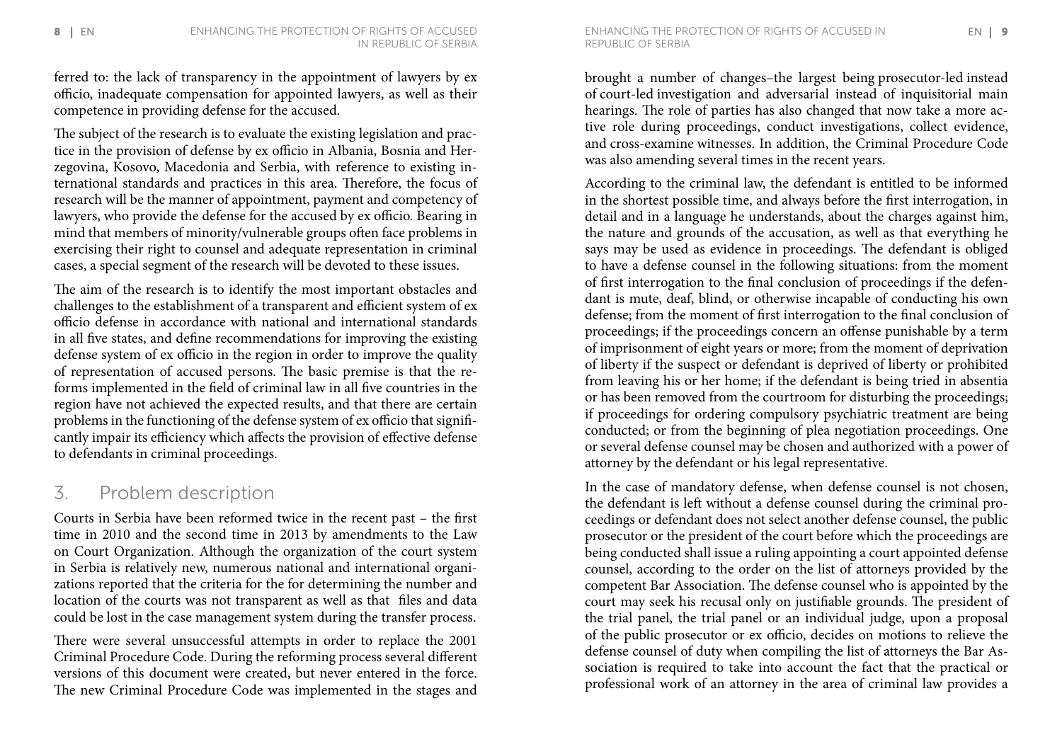ferred to: the lack of transparency in the appointment of lawyers by ex officio, inadequate compensation for appointed lawyers, as well as their competence in providing defense for the accused.

The subject of the research is to evaluate the existing legislation and practice in the provision of defense by ex officio in Albania, Bosnia and Herzegovina, Kosovo, Macedonia and Serbia, with reference to existing international standards and practices in this area. Therefore, the focus of research will be the manner of appointment, payment and competency of lawyers, who provide the defense for the accused by ex officio. Bearing in mind that members of minority/vulnerable groups often face problems in exercising their right to counsel and adequate representation in criminal cases, a special segment of the research will be devoted to these issues.

The aim of the research is to identify the most important obstacles and challenges to the establishment of a transparent and efficient system of ex officio defense in accordance with national and international standards in all five states, and define recommendations for improving the existing defense system of ex officio in the region in order to improve the quality of representation of accused persons. The basic premise is that the reforms implemented in the field of criminal law in all five countries in the region have not achieved the expected results, and that there are certain problems in the functioning of the defense system of ex officio that significantly impair its efficiency which affects the provision of effective defense to defendants in criminal proceedings.

## 3. Problem description

Courts in Serbia have been reformed twice in the recent past – the first time in 2010 and the second time in 2013 by amendments to the Law on Court Organization. Although the organization of the court system in Serbia is relatively new, numerous national and international organizations reported that the criteria for the for determining the number and location of the courts was not transparent as well as that files and data could be lost in the case management system during the transfer process.

There were several unsuccessful attempts in order to replace the 2001 Criminal Procedure Code. During the reforming process several different versions of this document were created, but never entered in the force. The new Criminal Procedure Code was implemented in the stages and brought a number of changes–the largest being prosecutor-led instead of court-led investigation and adversarial instead of inquisitorial main hearings. The role of parties has also changed that now take a more active role during proceedings, conduct investigations, collect evidence, and cross-examine witnesses. In addition, the Criminal Procedure Code was also amending several times in the recent years.

According to the criminal law, the defendant is entitled to be informed in the shortest possible time, and always before the first interrogation, in detail and in a language he understands, about the charges against him, the nature and grounds of the accusation, as well as that everything he says may be used as evidence in proceedings. The defendant is obliged to have a defense counsel in the following situations: from the moment of first interrogation to the final conclusion of proceedings if the defendant is mute, deaf, blind, or otherwise incapable of conducting his own defense; from the moment of first interrogation to the final conclusion of proceedings; if the proceedings concern an offense punishable by a term of imprisonment of eight years or more; from the moment of deprivation of liberty if the suspect or defendant is deprived of liberty or prohibited from leaving his or her home; if the defendant is being tried in absentia or has been removed from the courtroom for disturbing the proceedings; if proceedings for ordering compulsory psychiatric treatment are being conducted; or from the beginning of plea negotiation proceedings. One or several defense counsel may be chosen and authorized with a power of attorney by the defendant or his legal representative.

In the case of mandatory defense, when defense counsel is not chosen, the defendant is left without a defense counsel during the criminal proceedings or defendant does not select another defense counsel, the public prosecutor or the president of the court before which the proceedings are being conducted shall issue a ruling appointing a court appointed defense counsel, according to the order on the list of attorneys provided by the competent Bar Association. The defense counsel who is appointed by the court may seek his recusal only on justifiable grounds. The president of the trial panel, the trial panel or an individual judge, upon a proposal of the public prosecutor or ex officio, decides on motions to relieve the defense counsel of duty when compiling the list of attorneys the Bar Association is required to take into account the fact that the practical or professional work of an attorney in the area of criminal law provides a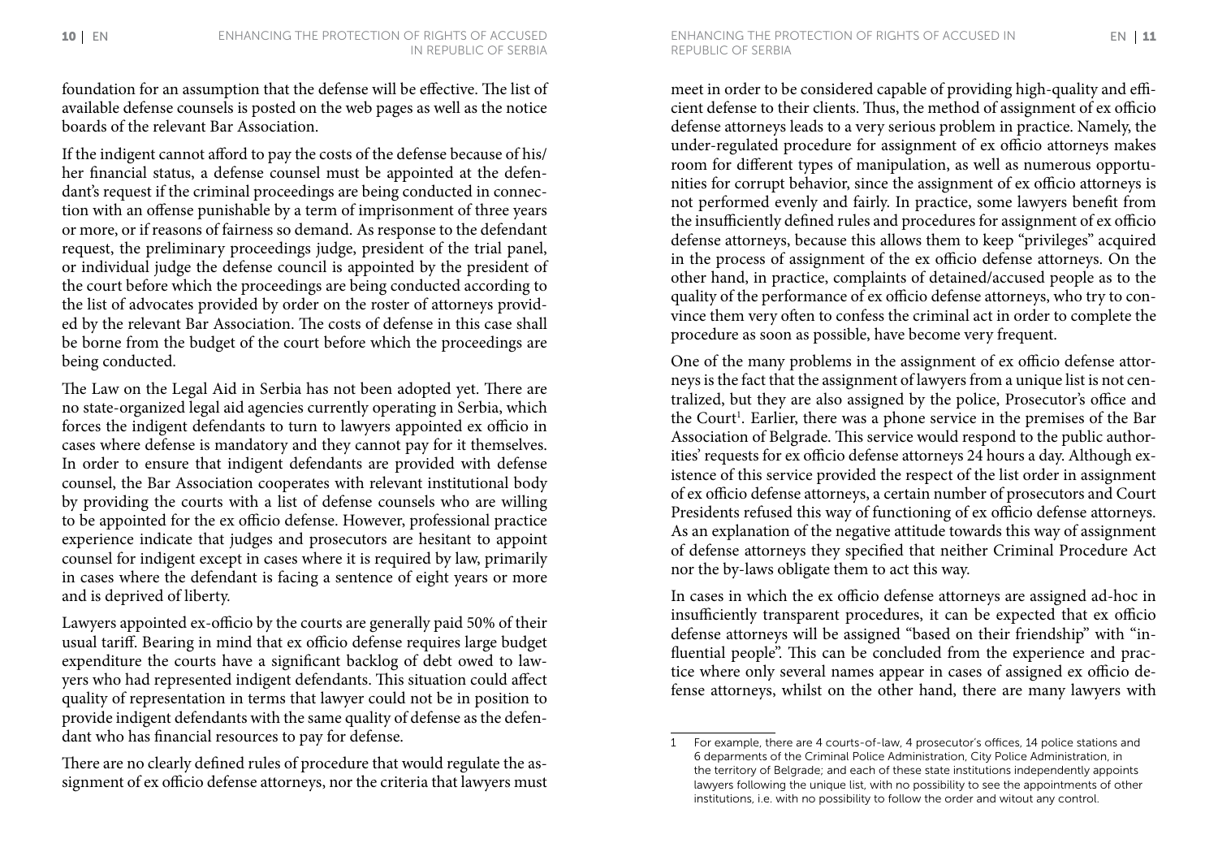foundation for an assumption that the defense will be effective. The list of available defense counsels is posted on the web pages as well as the notice boards of the relevant Bar Association.

If the indigent cannot afford to pay the costs of the defense because of his/her financial status, a defense counsel must be appointed at the defendant's request if the criminal proceedings are being conducted in connection with an offense punishable by a term of imprisonment of three years or more, or if reasons of fairness so demand. As response to the defendant request, the preliminary proceedings judge, president of the trial panel, or individual judge the defense council is appointed by the president of the court before which the proceedings are being conducted according to the list of advocates provided by order on the roster of attorneys provided by the relevant Bar Association. The costs of defense in this case shall be borne from the budget of the court before which the proceedings are being conducted.

The Law on the Legal Aid in Serbia has not been adopted yet. There are no state-organized legal aid agencies currently operating in Serbia, which forces the indigent defendants to turn to lawyers appointed ex officio in cases where defense is mandatory and they cannot pay for it themselves. In order to ensure that indigent defendants are provided with defense counsel, the Bar Association cooperates with relevant institutional body by providing the courts with a list of defense counsels who are willing to be appointed for the ex officio defense. However, professional practice experience indicate that judges and prosecutors are hesitant to appoint counsel for indigent except in cases where it is required by law, primarily in cases where the defendant is facing a sentence of eight years or more and is deprived of liberty.

Lawyers appointed ex-officio by the courts are generally paid 50% of their usual tariff. Bearing in mind that ex officio defense requires large budget expenditure the courts have a significant backlog of debt owed to lawyers who had represented indigent defendants. This situation could affect quality of representation in terms that lawyer could not be in position to provide indigent defendants with the same quality of defense as the defendant who has financial resources to pay for defense.

There are no clearly defined rules of procedure that would regulate the assignment of ex officio defense attorneys, nor the criteria that lawyers must meet in order to be considered capable of providing high-quality and efficient defense to their clients. Thus, the method of assignment of ex officio defense attorneys leads to a very serious problem in practice. Namely, the under-regulated procedure for assignment of ex officio attorneys makes room for different types of manipulation, as well as numerous opportunities for corrupt behavior, since the assignment of ex officio attorneys is not performed evenly and fairly. In practice, some lawyers benefit from the insufficiently defined rules and procedures for assignment of ex officio defense attorneys, because this allows them to keep "privileges" acquired in the process of assignment of the ex officio defense attorneys. On the other hand, in practice, complaints of detained/accused people as to the quality of the performance of ex officio defense attorneys, who try to convince them very often to confess the criminal act in order to complete the procedure as soon as possible, have become very frequent.

One of the many problems in the assignment of ex officio defense attorneys is the fact that the assignment of lawyers from a unique list is not centralized, but they are also assigned by the police, Prosecutor's office and the Court[1]. Earlier, there was a phone service in the premises of the Bar Association of Belgrade. This service would respond to the public authorities' requests for ex officio defense attorneys 24 hours a day. Although existence of this service provided the respect of the list order in assignment of ex officio defense attorneys, a certain number of prosecutors and Court Presidents refused this way of functioning of ex officio defense attorneys. As an explanation of the negative attitude towards this way of assignment of defense attorneys they specified that neither Criminal Procedure Act nor the by-laws obligate them to act this way.

In cases in which the ex officio defense attorneys are assigned ad-hoc in insufficiently transparent procedures, it can be expected that ex officio defense attorneys will be assigned "based on their friendship" with "influential people". This can be concluded from the experience and practice where only several names appear in cases of assigned ex officio defense attorneys, whilst on the other hand, there are many lawyers with

1 For example, there are 4 courts-of-law, 4 prosecutor's offices, 14 police stations and 6 deparments of the Criminal Police Administration, City Police Administration, in the territory of Belgrade; and each of these state institutions independently appoints lawyers following the unique list, with no possibility to see the appointments of other institutions, i.e. with no possibility to follow the order and witout any control.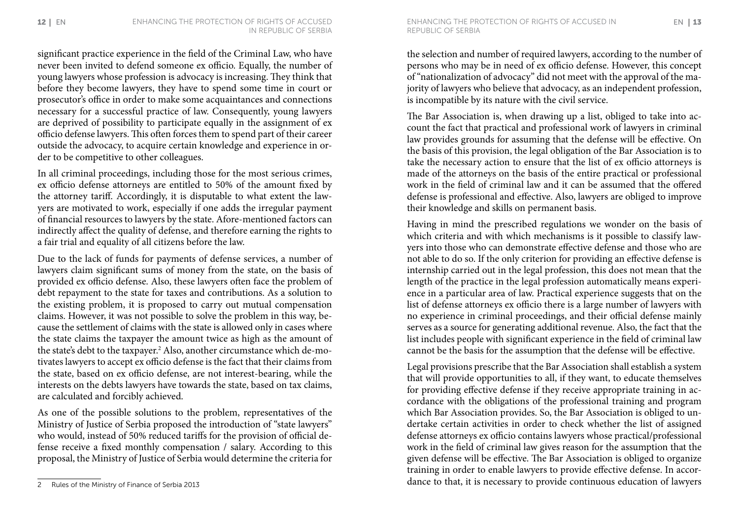significant practice experience in the field of the Criminal Law, who have never been invited to defend someone ex officio. Equally, the number of young lawyers whose profession is advocacy is increasing. They think that before they become lawyers, they have to spend some time in court or prosecutor's office in order to make some acquaintances and connections necessary for a successful practice of law. Consequently, young lawyers are deprived of possibility to participate equally in the assignment of ex officio defense lawyers. This often forces them to spend part of their career outside the advocacy, to acquire certain knowledge and experience in order to be competitive to other colleagues.

In all criminal proceedings, including those for the most serious crimes, ex officio defense attorneys are entitled to 50% of the amount fixed by the attorney tariff. Accordingly, it is disputable to what extent the lawyers are motivated to work, especially if one adds the irregular payment of financial resources to lawyers by the state. Afore-mentioned factors can indirectly affect the quality of defense, and therefore earning the rights to a fair trial and equality of all citizens before the law.

Due to the lack of funds for payments of defense services, a number of lawyers claim significant sums of money from the state, on the basis of provided ex officio defense. Also, these lawyers often face the problem of debt repayment to the state for taxes and contributions. As a solution to the existing problem, it is proposed to carry out mutual compensation claims. However, it was not possible to solve the problem in this way, because the settlement of claims with the state is allowed only in cases where the state claims the taxpayer the amount twice as high as the amount of the state's debt to the taxpayer.[2] Also, another circumstance which de-motivates lawyers to accept ex officio defense is the fact that their claims from the state, based on ex officio defense, are not interest-bearing, while the interests on the debts lawyers have towards the state, based on tax claims, are calculated and forcibly achieved.

As one of the possible solutions to the problem, representatives of the Ministry of Justice of Serbia proposed the introduction of "state lawyers" who would, instead of 50% reduced tariffs for the provision of official defense receive a fixed monthly compensation / salary. According to this proposal, the Ministry of Justice of Serbia would determine the criteria for the selection and number of required lawyers, according to the number of persons who may be in need of ex officio defense. However, this concept of "nationalization of advocacy" did not meet with the approval of the majority of lawyers who believe that advocacy, as an independent profession, is incompatible by its nature with the civil service.

The Bar Association is, when drawing up a list, obliged to take into account the fact that practical and professional work of lawyers in criminal law provides grounds for assuming that the defense will be effective. On the basis of this provision, the legal obligation of the Bar Association is to take the necessary action to ensure that the list of ex officio attorneys is made of the attorneys on the basis of the entire practical or professional work in the field of criminal law and it can be assumed that the offered defense is professional and effective. Also, lawyers are obliged to improve their knowledge and skills on permanent basis.

Having in mind the prescribed regulations we wonder on the basis of which criteria and with which mechanisms is it possible to classify lawyers into those who can demonstrate effective defense and those who are not able to do so. If the only criterion for providing an effective defense is internship carried out in the legal profession, this does not mean that the length of the practice in the legal profession automatically means experience in a particular area of law. Practical experience suggests that on the list of defense attorneys ex officio there is a large number of lawyers with no experience in criminal proceedings, and their official defense mainly serves as a source for generating additional revenue. Also, the fact that the list includes people with significant experience in the field of criminal law cannot be the basis for the assumption that the defense will be effective.

Legal provisions prescribe that the Bar Association shall establish a system that will provide opportunities to all, if they want, to educate themselves for providing effective defense if they receive appropriate training in accordance with the obligations of the professional training and program which Bar Association provides. So, the Bar Association is obliged to undertake certain activities in order to check whether the list of assigned defense attorneys ex officio contains lawyers whose practical/professional work in the field of criminal law gives reason for the assumption that the given defense will be effective. The Bar Association is obliged to organize training in order to enable lawyers to provide effective defense. In accordance to that, it is necessary to provide continuous education of lawyers

---

2 Rules of the Ministry of Finance of Serbia 2013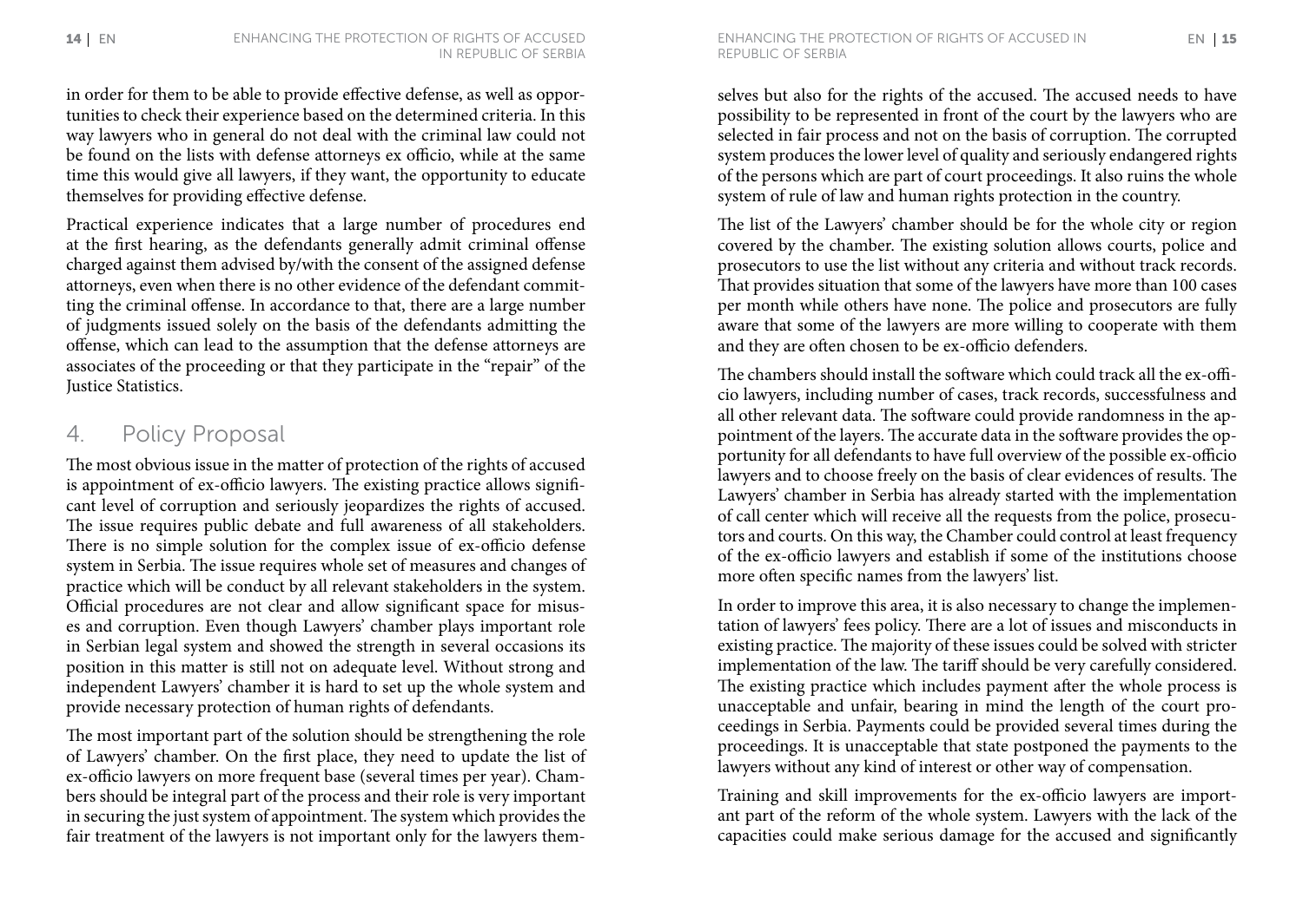in order for them to be able to provide effective defense, as well as opportunities to check their experience based on the determined criteria. In this way lawyers who in general do not deal with the criminal law could not be found on the lists with defense attorneys ex officio, while at the same time this would give all lawyers, if they want, the opportunity to educate themselves for providing effective defense.

Practical experience indicates that a large number of procedures end at the first hearing, as the defendants generally admit criminal offense charged against them advised by/with the consent of the assigned defense attorneys, even when there is no other evidence of the defendant committing the criminal offense. In accordance to that, there are a large number of judgments issued solely on the basis of the defendants admitting the offense, which can lead to the assumption that the defense attorneys are associates of the proceeding or that they participate in the "repair" of the Justice Statistics.

## 4. Policy Proposal

The most obvious issue in the matter of protection of the rights of accused is appointment of ex-officio lawyers. The existing practice allows significant level of corruption and seriously jeopardizes the rights of accused. The issue requires public debate and full awareness of all stakeholders. There is no simple solution for the complex issue of ex-officio defense system in Serbia. The issue requires whole set of measures and changes of practice which will be conduct by all relevant stakeholders in the system. Official procedures are not clear and allow significant space for misuses and corruption. Even though Lawyers' chamber plays important role in Serbian legal system and showed the strength in several occasions its position in this matter is still not on adequate level. Without strong and independent Lawyers' chamber it is hard to set up the whole system and provide necessary protection of human rights of defendants.

The most important part of the solution should be strengthening the role of Lawyers' chamber. On the first place, they need to update the list of ex-officio lawyers on more frequent base (several times per year). Chambers should be integral part of the process and their role is very important in securing the just system of appointment. The system which provides the fair treatment of the lawyers is not important only for the lawyers themselves but also for the rights of the accused. The accused needs to have possibility to be represented in front of the court by the lawyers who are selected in fair process and not on the basis of corruption. The corrupted system produces the lower level of quality and seriously endangered rights of the persons which are part of court proceedings. It also ruins the whole system of rule of law and human rights protection in the country.

The list of the Lawyers' chamber should be for the whole city or region covered by the chamber. The existing solution allows courts, police and prosecutors to use the list without any criteria and without track records. That provides situation that some of the lawyers have more than 100 cases per month while others have none. The police and prosecutors are fully aware that some of the lawyers are more willing to cooperate with them and they are often chosen to be ex-officio defenders.

The chambers should install the software which could track all the ex-officio lawyers, including number of cases, track records, successfulness and all other relevant data. The software could provide randomness in the appointment of the layers. The accurate data in the software provides the opportunity for all defendants to have full overview of the possible ex-officio lawyers and to choose freely on the basis of clear evidences of results. The Lawyers' chamber in Serbia has already started with the implementation of call center which will receive all the requests from the police, prosecutors and courts. On this way, the Chamber could control at least frequency of the ex-officio lawyers and establish if some of the institutions choose more often specific names from the lawyers' list.

In order to improve this area, it is also necessary to change the implementation of lawyers' fees policy. There are a lot of issues and misconducts in existing practice. The majority of these issues could be solved with stricter implementation of the law. The tariff should be very carefully considered. The existing practice which includes payment after the whole process is unacceptable and unfair, bearing in mind the length of the court proceedings in Serbia. Payments could be provided several times during the proceedings. It is unacceptable that state postponed the payments to the lawyers without any kind of interest or other way of compensation.

Training and skill improvements for the ex-officio lawyers are important part of the reform of the whole system. Lawyers with the lack of the capacities could make serious damage for the accused and significantly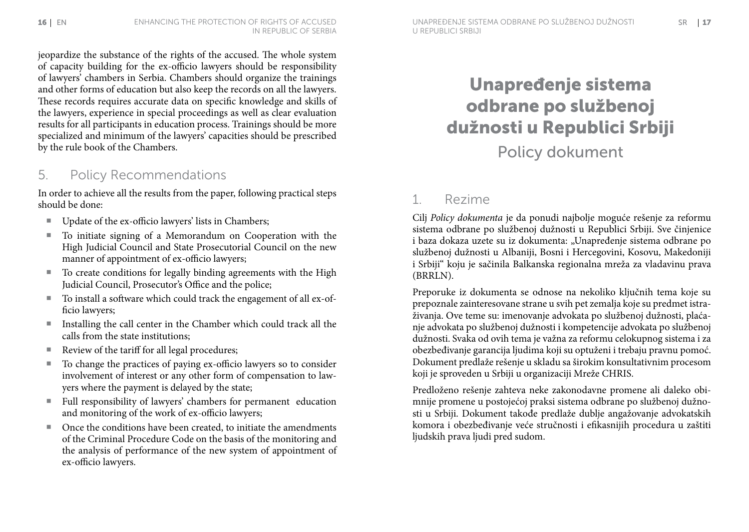jeopardize the substance of the rights of the accused. The whole system of capacity building for the ex-officio lawyers should be responsibility of lawyers' chambers in Serbia. Chambers should organize the trainings and other forms of education but also keep the records on all the lawyers. These records requires accurate data on specific knowledge and skills of the lawyers, experience in special proceedings as well as clear evaluation results for all participants in education process. Trainings should be more specialized and minimum of the lawyers' capacities should be prescribed by the rule book of the Chambers.

## 5. Policy Recommendations

In order to achieve all the results from the paper, following practical steps should be done:

- Update of the ex-officio lawyers' lists in Chambers;
- To initiate signing of a Memorandum on Cooperation with the High Judicial Council and State Prosecutorial Council on the new manner of appointment of ex-officio lawyers;
- To create conditions for legally binding agreements with the High Judicial Council, Prosecutor's Office and the police;
- To install a software which could track the engagement of all ex-officio lawyers;
- Installing the call center in the Chamber which could track all the calls from the state institutions;
- Review of the tariff for all legal procedures;
- To change the practices of paying ex-officio lawyers so to consider involvement of interest or any other form of compensation to lawyers where the payment is delayed by the state;
- Full responsibility of lawyers' chambers for permanent education and monitoring of the work of ex-officio lawyers;
- Once the conditions have been created, to initiate the amendments of the Criminal Procedure Code on the basis of the monitoring and the analysis of performance of the new system of appointment of ex-officio lawyers.

# Unapređenje sistema odbrane po službenoj dužnosti u Republici Srbiji

Policy dokument

## 1. Rezime

Cilj *Policy dokumenta* je da ponudi najbolje moguće rešenje za reformu sistema odbrane po službenoj dužnosti u Republici Srbiji. Sve činjenice i baza dokaza uzete su iz dokumenta: „Unapređenje sistema odbrane po službenoj dužnosti u Albaniji, Bosni i Hercegovini, Kosovu, Makedoniji i Srbiji" koju je sačinila Balkanska regionalna mreža za vladavinu prava (BRRLN).

Preporuke iz dokumenta se odnose na nekoliko ključnih tema koje su prepoznale zainteresovane strane u svih pet zemalja koje su predmet istraživanja. Ove teme su: imenovanje advokata po službenoj dužnosti, plaćanje advokata po službenoj dužnosti i kompetencije advokata po službenoj dužnosti. Svaka od ovih tema je važna za reformu celokupnog sistema i za obezbeđivanje garancija ljudima koji su optuženi i trebaju pravnu pomoć. Dokument predlaže rešenje u skladu sa širokim konsultativnim procesom koji je sproveden u Srbiji u organizaciji Mreže CHRIS.

Predloženo rešenje zahteva neke zakonodavne promene ali daleko obimnije promene u postojećoj praksi sistema odbrane po službenoj dužnosti u Srbiji. Dokument takođe predlaže dublje angažovanje advokatskih komora i obezbeđivanje veće stručnosti i efikasnijih procedura u zaštiti ljudskih prava ljudi pred sudom.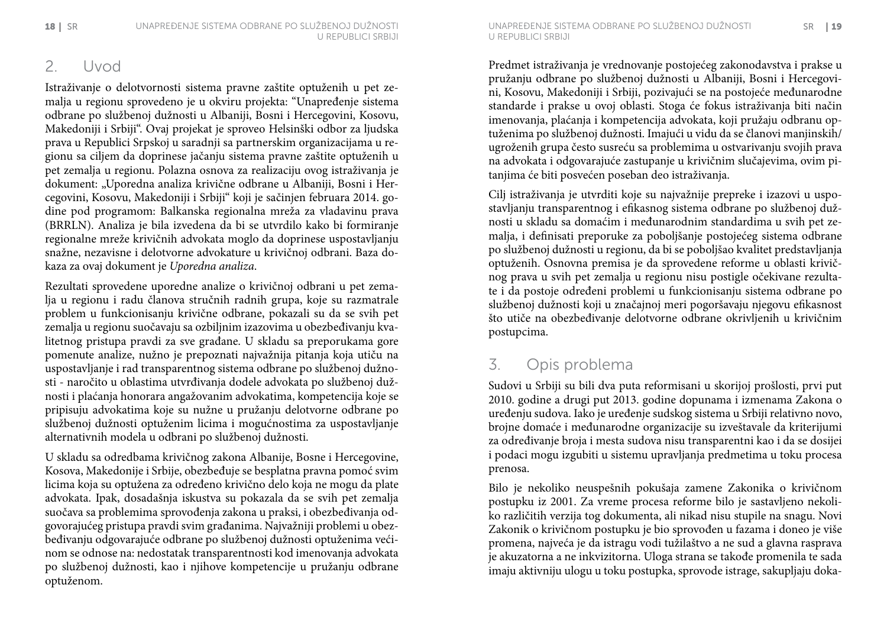## 2. Uvod

Istraživanje o delotvornosti sistema pravne zaštite optuženih u pet zemalja u regionu sprovedeno je u okviru projekta: "Unapređenje sistema odbrane po službenoj dužnosti u Albaniji, Bosni i Hercegovini, Kosovu, Makedoniji i Srbiji". Ovaj projekat je sproveo Helsinški odbor za ljudska prava u Republici Srpskoj u saradnji sa partnerskim organizacijama u regionu sa ciljem da doprinese jačanju sistema pravne zaštite optuženih u pet zemalja u regionu. Polazna osnova za realizaciju ovog istraživanja je dokument: „Uporedna analiza krivične odbrane u Albaniji, Bosni i Hercegovini, Kosovu, Makedoniji i Srbiji" koji je sačinjen februara 2014. godine pod programom: Balkanska regionalna mreža za vladavinu prava (BRRLN). Analiza je bila izvedena da bi se utvrdilo kako bi formiranje regionalne mreže krivičnih advokata moglo da doprinese uspostavljanju snažne, nezavisne i delotvorne advokature u krivičnoj odbrani. Baza dokaza za ovaj dokument je *Uporedna analiza*.

Rezultati sprovedene uporedne analize o krivičnoj odbrani u pet zemalja u regionu i radu članova stručnih radnih grupa, koje su razmatrale problem u funkcionisanju krivične odbrane, pokazali su da se svih pet zemalja u regionu suočavaju sa ozbiljnim izazovima u obezbeđivanju kvalitetnog pristupa pravdi za sve građane. U skladu sa preporukama gore pomenute analize, nužno je prepoznati najvažnija pitanja koja utiču na uspostavljanje i rad transparentnog sistema odbrane po službenoj dužnosti - naročito u oblastima utvrđivanja dodele advokata po službenoj dužnosti i plaćanja honorara angažovanim advokatima, kompetencija koje se pripisuju advokatima koje su nužne u pružanju delotvorne odbrane po službenoj dužnosti optuženim licima i mogućnostima za uspostavljanje alternativnih modela u odbrani po službenoj dužnosti.

U skladu sa odredbama krivičnog zakona Albanije, Bosne i Hercegovine, Kosova, Makedonije i Srbije, obezbeđuje se besplatna pravna pomoć svim licima koja su optužena za određeno krivično delo koja ne mogu da plate advokata. Ipak, dosadašnja iskustva su pokazala da se svih pet zemalja suočava sa problemima sprovođenja zakona u praksi, i obezbeđivanja odgovarajućeg pristupa pravdi svim građanima. Najvažniji problemi u obezbeđivanju odgovarajuće odbrane po službenoj dužnosti optuženima većinom se odnose na: nedostatak transparentnosti kod imenovanja advokata po službenoj dužnosti, kao i njihove kompetencije u pružanju odbrane optuženom.

Predmet istraživanja je vrednovanje postojećeg zakonodavstva i prakse u pružanju odbrane po službenoj dužnosti u Albaniji, Bosni i Hercegovini, Kosovu, Makedoniji i Srbiji, pozivajući se na postojeće međunarodne standarde i prakse u ovoj oblasti. Stoga će fokus istraživanja biti način imenovanja, plaćanja i kompetencija advokata, koji pružaju odbranu optuženima po službenoj dužnosti. Imajući u vidu da se članovi manjinskih/ugroženih grupa često susreću sa problemima u ostvarivanju svojih prava na advokata i odgovarajuće zastupanje u krivičnim slučajevima, ovim pitanjima će biti posvećen poseban deo istraživanja.

Cilj istraživanja je utvrditi koje su najvažnije prepreke i izazovi u uspostavljanju transparentnog i efikasnog sistema odbrane po službenoj dužnosti u skladu sa domaćim i međunarodnim standardima u svih pet zemalja, i definisati preporuke za poboljšanje postojećeg sistema odbrane po službenoj dužnosti u regionu, da bi se poboljšao kvalitet predstavljanja optuženih. Osnovna premisa je da sprovedene reforme u oblasti krivičnog prava u svih pet zemalja u regionu nisu postigle očekivane rezultate i da postoje određeni problemi u funkcionisanju sistema odbrane po službenoj dužnosti koji u značajnoj meri pogoršavaju njegovu efikasnost što utiče na obezbeđivanje delotvorne odbrane okrivljenih u krivičnim postupcima.

## 3. Opis problema

Sudovi u Srbiji su bili dva puta reformisani u skorijoj prošlosti, prvi put 2010. godine a drugi put 2013. godine dopunama i izmenama Zakona o uređenju sudova. Iako je uređenje sudskog sistema u Srbiji relativno novo, brojne domaće i međunarodne organizacije su izveštavale da kriterijumi za određivanje broja i mesta sudova nisu transparentni kao i da se dosijei i podaci mogu izgubiti u sistemu upravljanja predmetima u toku procesa prenosa.

Bilo je nekoliko neuspešnih pokušaja zamene Zakonika o krivičnom postupku iz 2001. Za vreme procesa reforme bilo je sastavljeno nekoliko različitih verzija tog dokumenta, ali nikad nisu stupile na snagu. Novi Zakonik o krivičnom postupku je bio sprovođen u fazama i doneo je više promena, najveća je da istragu vodi tužilaštvo a ne sud a glavna rasprava je akuzatorna a ne inkvizitorna. Uloga strana se takođe promenila te sada imaju aktivniju ulogu u toku postupka, sprovode istrage, sakupljaju doka-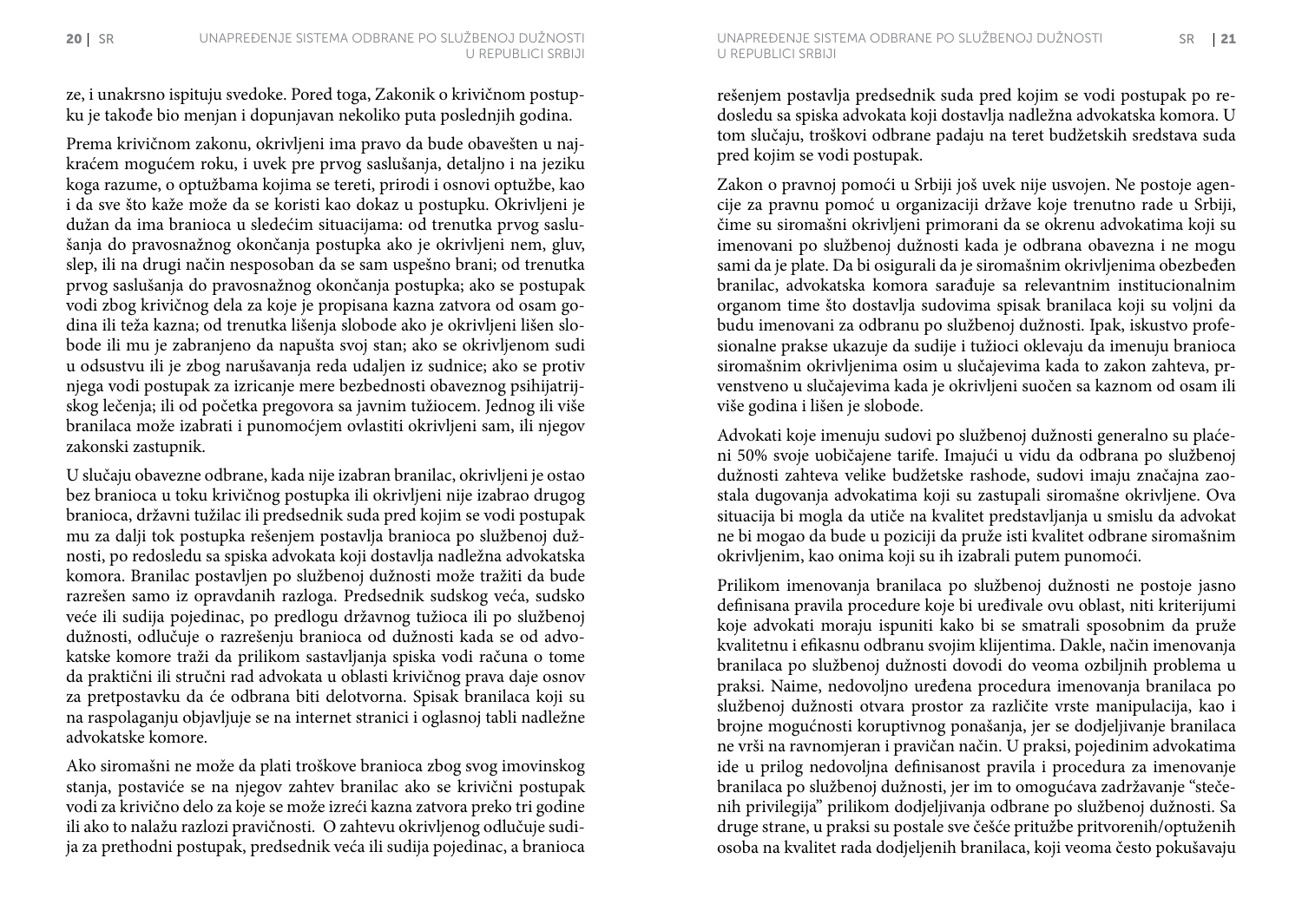ze, i unakrsno ispituju svedoke. Pored toga, Zakonik o krivičnom postupku je takođe bio menjan i dopunjavan nekoliko puta poslednjih godina.

Prema krivičnom zakonu, okrivljeni ima pravo da bude obavešten u najkraćem mogućem roku, i uvek pre prvog saslušanja, detaljno i na jeziku koga razume, o optužbama kojima se tereti, prirodi i osnovi optužbe, kao i da sve što kaže može da se koristi kao dokaz u postupku. Okrivljeni je dužan da ima branioca u sledećim situacijama: od trenutka prvog saslušanja do pravosnažnog okončanja postupka ako je okrivljeni nem, gluv, slep, ili na drugi način nesposoban da se sam uspešno brani; od trenutka prvog saslušanja do pravosnažnog okončanja postupka; ako se postupak vodi zbog krivičnog dela za koje je propisana kazna zatvora od osam godina ili teža kazna; od trenutka lišenja slobode ako je okrivljeni lišen slobode ili mu je zabranjeno da napušta svoj stan; ako se okrivljenom sudi u odsustvu ili je zbog narušavanja reda udaljen iz sudnice; ako se protiv njega vodi postupak za izricanje mere bezbednosti obaveznog psihijatrijskog lečenja; ili od početka pregovora sa javnim tužiocem. Jednog ili više branilaca može izabrati i punomoćjem ovlastiti okrivljeni sam, ili njegov zakonski zastupnik.

U slučaju obavezne odbrane, kada nije izabran branilac, okrivljeni je ostao bez branioca u toku krivičnog postupka ili okrivljeni nije izabrao drugog branioca, državni tužilac ili predsednik suda pred kojim se vodi postupak mu za dalji tok postupka rešenjem postavlja branioca po službenoj dužnosti, po redosledu sa spiska advokata koji dostavlja nadležna advokatska komora. Branilac postavljen po službenoj dužnosti može tražiti da bude razrešen samo iz opravdanih razloga. Predsednik sudskog veća, sudsko veće ili sudija pojedinac, po predlogu državnog tužioca ili po službenoj dužnosti, odlučuje o razrešenju branioca od dužnosti kada se od advokatske komore traži da prilikom sastavljanja spiska vodi računa o tome da praktični ili stručni rad advokata u oblasti krivičnog prava daje osnov za pretpostavku da će odbrana biti delotvorna. Spisak branilaca koji su na raspolaganju objavljuje se na internet stranici i oglasnoj tabli nadležne advokatske komore.

Ako siromašni ne može da plati troškove branioca zbog svog imovinskog stanja, postaviće se na njegov zahtev branilac ako se krivični postupak vodi za krivično delo za koje se može izreći kazna zatvora preko tri godine ili ako to nalažu razlozi pravičnosti. O zahtevu okrivljenog odlučuje sudija za prethodni postupak, predsednik veća ili sudija pojedinac, a branioca rešenjem postavlja predsednik suda pred kojim se vodi postupak po redosledu sa spiska advokata koji dostavlja nadležna advokatska komora. U tom slučaju, troškovi odbrane padaju na teret budžetskih sredstava suda pred kojim se vodi postupak.

Zakon o pravnoj pomoći u Srbiji još uvek nije usvojen. Ne postoje agencije za pravnu pomoć u organizaciji države koje trenutno rade u Srbiji, čime su siromašni okrivljeni primorani da se okrenu advokatima koji su imenovani po službenoj dužnosti kada je odbrana obavezna i ne mogu sami da je plate. Da bi osigurali da je siromašnim okrivljenima obezbeđen branilac, advokatska komora sarađuje sa relevantnim institucionalnim organom time što dostavlja sudovima spisak branilaca koji su voljni da budu imenovani za odbranu po službenoj dužnosti. Ipak, iskustvo profesionalne prakse ukazuje da sudije i tužioci oklevaju da imenuju branioca siromašnim okrivljenima osim u slučajevima kada to zakon zahteva, prvenstveno u slučajevima kada je okrivljeni suočen sa kaznom od osam ili više godina i lišen je slobode.

Advokati koje imenuju sudovi po službenoj dužnosti generalno su plaćeni 50% svoje uobičajene tarife. Imajući u vidu da odbrana po službenoj dužnosti zahteva velike budžetske rashode, sudovi imaju značajna zaostala dugovanja advokatima koji su zastupali siromašne okrivljene. Ova situacija bi mogla da utiče na kvalitet predstavljanja u smislu da advokat ne bi mogao da bude u poziciji da pruže isti kvalitet odbrane siromašnim okrivljenim, kao onima koji su ih izabrali putem punomoći.

Prilikom imenovanja branilaca po službenoj dužnosti ne postoje jasno definisana pravila procedure koje bi uređivale ovu oblast, niti kriterijumi koje advokati moraju ispuniti kako bi se smatrali sposobnim da pruže kvalitetnu i efikasnu odbranu svojim klijentima. Dakle, način imenovanja branilaca po službenoj dužnosti dovodi do veoma ozbiljnih problema u praksi. Naime, nedovoljno uređena procedura imenovanja branilaca po službenoj dužnosti otvara prostor za različite vrste manipulacija, kao i brojne mogućnosti koruptivnog ponašanja, jer se dodjeljivanje branilaca ne vrši na ravnomjeran i pravičan način. U praksi, pojedinim advokatima ide u prilog nedovoljna definisanost pravila i procedura za imenovanje branilaca po službenoj dužnosti, jer im to omogućava zadržavanje "stečenih privilegija" prilikom dodjeljivanja odbrane po službenoj dužnosti. Sa druge strane, u praksi su postale sve češće pritužbe pritvorenih/optuženih osoba na kvalitet rada dodjeljenih branilaca, koji veoma često pokušavaju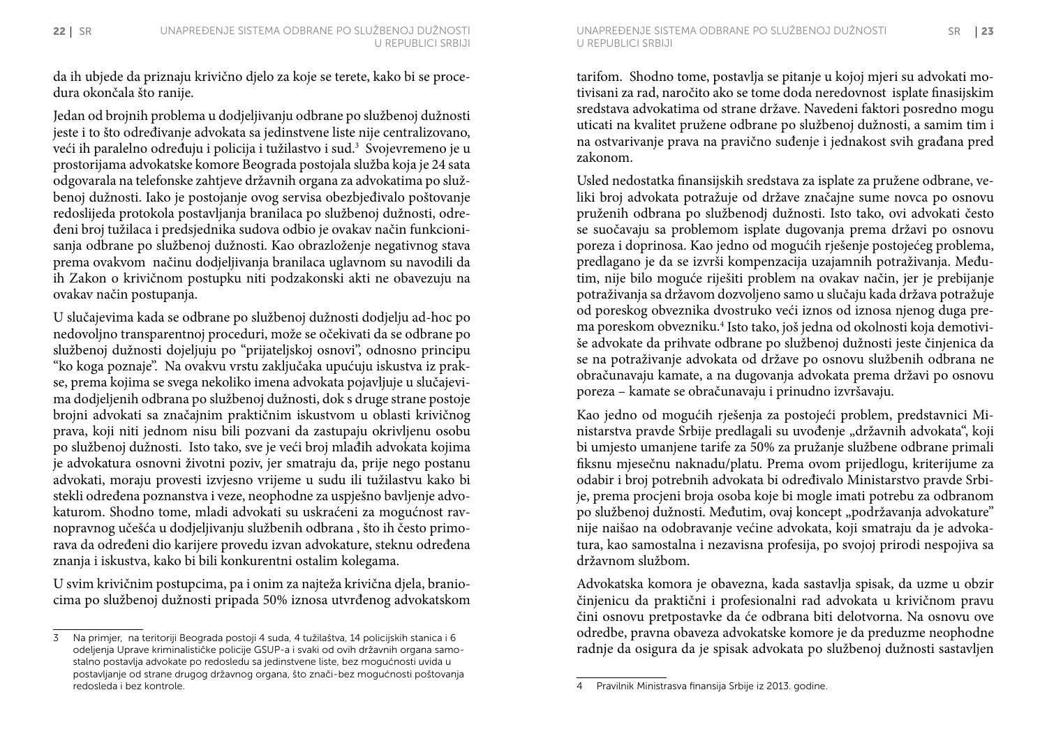da ih ubjede da priznaju krivično djelo za koje se terete, kako bi se procedura okončala što ranije.

Jedan od brojnih problema u dodjeljivanju odbrane po službenoj dužnosti jeste i to što određivanje advokata sa jedinstvene liste nije centralizovano, veći ih paralelno određuju i policija i tužilastvo i sud.[3] Svojevremeno je u prostorijama advokatske komore Beograda postojala služba koja je 24 sata odgovarala na telefonske zahtjeve državnih organa za advokatima po službenoj dužnosti. Iako je postojanje ovog servisa obezbjeđivalo poštovanje redoslijeda protokola postavljanja branilaca po službenoj dužnosti, određeni broj tužilaca i predsjednika sudova odbio je ovakav način funkcionisanja odbrane po službenoj dužnosti. Kao obrazloženje negativnog stava prema ovakvom načinu dodjeljivanja branilaca uglavnom su navodili da ih Zakon o krivičnom postupku niti podzakonski akti ne obavezuju na ovakav način postupanja.

U slučajevima kada se odbrane po službenoj dužnosti dodjelju ad-hoc po nedovoljno transparentnoj proceduri, može se očekivati da se odbrane po službenoj dužnosti dojeljuju po "prijateljskoj osnovi", odnosno principu "ko koga poznaje". Na ovakvu vrstu zaključaka upućuju iskustva iz prakse, prema kojima se svega nekoliko imena advokata pojavljuje u slučajevima dodjeljenih odbrana po službenoj dužnosti, dok s druge strane postoje brojni advokati sa značajnim praktičnim iskustvom u oblasti krivičnog prava, koji niti jednom nisu bili pozvani da zastupaju okrivljenu osobu po službenoj dužnosti. Isto tako, sve je veći broj mlađih advokata kojima je advokatura osnovni životni poziv, jer smatraju da, prije nego postanu advokati, moraju provesti izvjesno vrijeme u sudu ili tužilastvu kako bi stekli određena poznanstva i veze, neophodne za uspješno bavljenje advokaturom. Shodno tome, mladi advokati su uskraćeni za mogućnost ravnopravnog učešća u dodjeljivanju službenih odbrana , što ih često primorava da određeni dio karijere provedu izvan advokature, steknu određena znanja i iskustva, kako bi bili konkurentni ostalim kolegama.

U svim krivičnim postupcima, pa i onim za najteža krivična djela, braniocima po službenoj dužnosti pripada 50% iznosa utvrđenog advokatskom tarifom. Shodno tome, postavlja se pitanje u kojoj mjeri su advokati motivisani za rad, naročito ako se tome doda neredovnost isplate finasijskim sredstava advokatima od strane države. Navedeni faktori posredno mogu uticati na kvalitet pružene odbrane po službenoj dužnosti, a samim tim i na ostvarivanje prava na pravično suđenje i jednakost svih građana pred zakonom.

Usled nedostatka finansijskih sredstava za isplate za pružene odbrane, veliki broj advokata potražuje od države značajne sume novca po osnovu pruženih odbrana po službenodj dužnosti. Isto tako, ovi advokati često se suočavaju sa problemom isplate dugovanja prema državi po osnovu poreza i doprinosa. Kao jedno od mogućih rješenje postojećeg problema, predlagano je da se izvrši kompenzacija uzajamnih potraživanja. Međutim, nije bilo moguće riješiti problem na ovakav način, jer je prebijanje potraživanja sa državom dozvoljeno samo u slučaju kada država potražuje od poreskog obveznika dvostruko veći iznos od iznosa njenog duga prema poreskom obvezniku.[4] Isto tako, još jedna od okolnosti koja demotiviše advokate da prihvate odbrane po službenoj dužnosti jeste činjenica da se na potraživanje advokata od države po osnovu službenih odbrana ne obračunavaju kamate, a na dugovanja advokata prema državi po osnovu poreza – kamate se obračunavaju i prinudno izvršavaju.

Kao jedno od mogućih rješenja za postojeći problem, predstavnici Ministarstva pravde Srbije predlagali su uvođenje „državnih advokata", koji bi umjesto umanjene tarife za 50% za pružanje službene odbrane primali fiksnu mjesečnu naknadu/platu. Prema ovom prijedlogu, kriterijume za odabir i broj potrebnih advokata bi određivalo Ministarstvo pravde Srbije, prema procjeni broja osoba koje bi mogle imati potrebu za odbranom po službenoj dužnosti. Međutim, ovaj koncept „podržavanja advokature" nije naišao na odobravanje većine advokata, koji smatraju da je advokatura, kao samostalna i nezavisna profesija, po svojoj prirodi nespojiva sa državnom službom.

Advokatska komora je obavezna, kada sastavlja spisak, da uzme u obzir činjenicu da praktični i profesionalni rad advokata u krivičnom pravu čini osnovu pretpostavke da će odbrana biti delotvorna. Na osnovu ove odredbe, pravna obaveza advokatske komore je da preduzme neophodne radnje da osigura da je spisak advokata po službenoj dužnosti sastavljen

---

[3] Na primjer, na teritoriji Beograda postoji 4 suda, 4 tužilaštva, 14 policijskih stanica i 6 odeljenja Uprave kriminalističke policije GSUP-a i svaki od ovih državnih organa samostalno postavlja advokate po redosledu sa jedinstvene liste, bez mogućnosti uvida u postavljanje od strane drugog državnog organa, što znači-bez mogućnosti poštovanja redosleda i bez kontrole.

[4] Pravilnik Ministrasva finansija Srbije iz 2013. godine.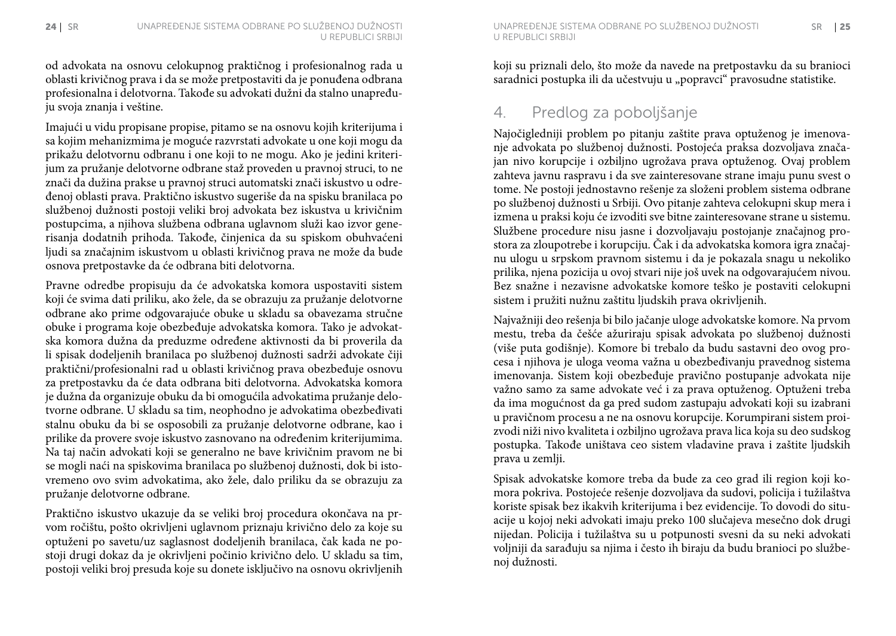od advokata na osnovu celokupnog praktičnog i profesionalnog rada u oblasti krivičnog prava i da se može pretpostaviti da je ponuđena odbrana profesionalna i delotvorna. Takođe su advokati dužni da stalno unapređuju svoja znanja i veštine.

Imajući u vidu propisane propise, pitamo se na osnovu kojih kriterijuma i sa kojim mehanizmima je moguće razvrstati advokate u one koji mogu da prikažu delotvornu odbranu i one koji to ne mogu. Ako je jedini kriterijum za pružanje delotvorne odbrane staž proveden u pravnoj struci, to ne znači da dužina prakse u pravnoj struci automatski znači iskustvo u određenoj oblasti prava. Praktično iskustvo sugeriše da na spisku branilaca po službenoj dužnosti postoji veliki broj advokata bez iskustva u krivičnim postupcima, a njihova službena odbrana uglavnom služi kao izvor generisanja dodatnih prihoda. Takođe, činjenica da su spiskom obuhvaćeni ljudi sa značajnim iskustvom u oblasti krivičnog prava ne može da bude osnova pretpostavke da će odbrana biti delotvorna.

Pravne odredbe propisuju da će advokatska komora uspostaviti sistem koji će svima dati priliku, ako žele, da se obrazuju za pružanje delotvorne odbrane ako prime odgovarajuće obuke u skladu sa obavezama stručne obuke i programa koje obezbeđuje advokatska komora. Tako je advokatska komora dužna da preduzme određene aktivnosti da bi proverila da li spisak dodeljenih branilaca po službenoj dužnosti sadrži advokate čiji praktični/profesionalni rad u oblasti krivičnog prava obezbeđuje osnovu za pretpostavku da će data odbrana biti delotvorna. Advokatska komora je dužna da organizuje obuku da bi omogućila advokatima pružanje delotvorne odbrane. U skladu sa tim, neophodno je advokatima obezbeđivati stalnu obuku da bi se osposobili za pružanje delotvorne odbrane, kao i prilike da provere svoje iskustvo zasnovano na određenim kriterijumima. Na taj način advokati koji se generalno ne bave krivičnim pravom ne bi se mogli naći na spiskovima branilaca po službenoj dužnosti, dok bi istovremeno ovo svim advokatima, ako žele, dalo priliku da se obrazuju za pružanje delotvorne odbrane.

Praktično iskustvo ukazuje da se veliki broj procedura okončava na prvom ročištu, pošto okrivljeni uglavnom priznaju krivično delo za koje su optuženi po savetu/uz saglasnost dodeljenih branilaca, čak kada ne postoji drugi dokaz da je okrivljeni počinio krivično delo. U skladu sa tim, postoji veliki broj presuda koje su donete isključivo na osnovu okrivljenih koji su priznali delo, što može da navede na pretpostavku da su branioci saradnici postupka ili da učestvuju u „popravci" pravosudne statistike.

## 4. Predlog za poboljšanje

Najočigledniji problem po pitanju zaštite prava optuženog je imenovanje advokata po službenoj dužnosti. Postojeća praksa dozvoljava značajan nivo korupcije i ozbiljno ugrožava prava optuženog. Ovaj problem zahteva javnu raspravu i da sve zainteresovane strane imaju punu svest o tome. Ne postoji jednostavno rešenje za složeni problem sistema odbrane po službenoj dužnosti u Srbiji. Ovo pitanje zahteva celokupni skup mera i izmena u praksi koju će izvoditi sve bitne zainteresovane strane u sistemu. Službene procedure nisu jasne i dozvoljavaju postojanje značajnog prostora za zloupotrebe i korupciju. Čak i da advokatska komora igra značajnu ulogu u srpskom pravnom sistemu i da je pokazala snagu u nekoliko prilika, njena pozicija u ovoj stvari nije još uvek na odgovarajućem nivou. Bez snažne i nezavisne advokatske komore teško je postaviti celokupni sistem i pružiti nužnu zaštitu ljudskih prava okrivljenih.

Najvažniji deo rešenja bi bilo jačanje uloge advokatske komore. Na prvom mestu, treba da češće ažuriraju spisak advokata po službenoj dužnosti (više puta godišnje). Komore bi trebalo da budu sastavni deo ovog procesa i njihova je uloga veoma važna u obezbeđivanju pravednog sistema imenovanja. Sistem koji obezbeđuje pravično postupanje advokata nije važno samo za same advokate već i za prava optuženog. Optuženi treba da ima mogućnost da ga pred sudom zastupaju advokati koji su izabrani u pravičnom procesu a ne na osnovu korupcije. Korumpirani sistem proizvodi niži nivo kvaliteta i ozbiljno ugrožava prava lica koja su deo sudskog postupka. Takođe uništava ceo sistem vladavine prava i zaštite ljudskih prava u zemlji.

Spisak advokatske komore treba da bude za ceo grad ili region koji komora pokriva. Postojeće rešenje dozvoljava da sudovi, policija i tužilaštva koriste spisak bez ikakvih kriterijuma i bez evidencije. To dovodi do situacije u kojoj neki advokati imaju preko 100 slučajeva mesečno dok drugi nijedan. Policija i tužilaštva su u potpunosti svesni da su neki advokati voljniji da sarađuju sa njima i često ih biraju da budu branioci po službenoj dužnosti.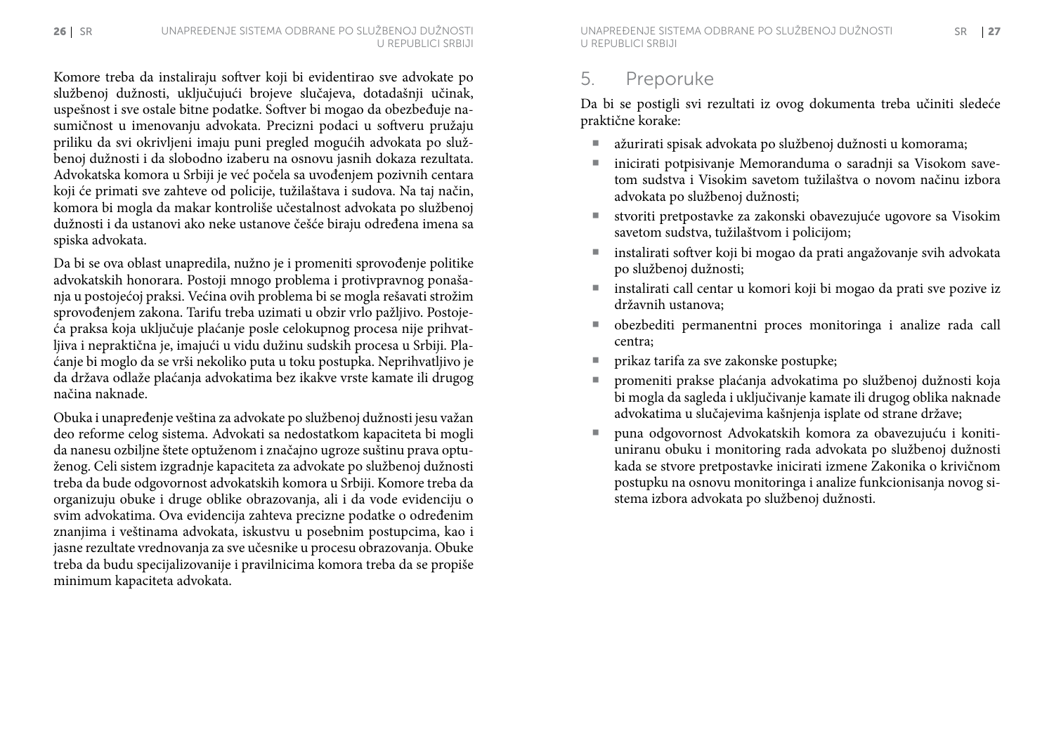Komore treba da instaliraju softver koji bi evidentirao sve advokate po službenoj dužnosti, uključujući brojeve slučajeva, dotadašnji učinak, uspešnost i sve ostale bitne podatke. Softver bi mogao da obezbeđuje nasumičnost u imenovanju advokata. Precizni podaci u softveru pružaju priliku da svi okrivljeni imaju puni pregled mogućih advokata po službenoj dužnosti i da slobodno izaberu na osnovu jasnih dokaza rezultata. Advokatska komora u Srbiji je već počela sa uvođenjem pozivnih centara koji će primati sve zahteve od policije, tužilaštava i sudova. Na taj način, komora bi mogla da makar kontroliše učestalnost advokata po službenoj dužnosti i da ustanovi ako neke ustanove češće biraju određena imena sa spiska advokata.

Da bi se ova oblast unapredila, nužno je i promeniti sprovođenje politike advokatskih honorara. Postoji mnogo problema i protivpravnog ponašanja u postojećoj praksi. Većina ovih problema bi se mogla rešavati strožim sprovođenjem zakona. Tarifu treba uzimati u obzir vrlo pažljivo. Postojeća praksa koja uključuje plaćanje posle celokupnog procesa nije prihvatljiva i nepraktična je, imajući u vidu dužinu sudskih procesa u Srbiji. Plaćanje bi moglo da se vrši nekoliko puta u toku postupka. Neprihvatljivo je da država odlaže plaćanja advokatima bez ikakve vrste kamate ili drugog načina naknade.

Obuka i unapređenje veština za advokate po službenoj dužnosti jesu važan deo reforme celog sistema. Advokati sa nedostatkom kapaciteta bi mogli da nanesu ozbiljne štete optuženom i značajno ugroze suštinu prava optuženog. Celi sistem izgradnje kapaciteta za advokate po službenoj dužnosti treba da bude odgovornost advokatskih komora u Srbiji. Komore treba da organizuju obuke i druge oblike obrazovanja, ali i da vode evidenciju o svim advokatima. Ova evidencija zahteva precizne podatke o određenim znanjima i veštinama advokata, iskustvu u posebnim postupcima, kao i jasne rezultate vrednovanja za sve učesnike u procesu obrazovanja. Obuke treba da budu specijalizovanije i pravilnicima komora treba da se propiše minimum kapaciteta advokata.

## 5. Preporuke

Da bi se postigli svi rezultati iz ovog dokumenta treba učiniti sledeće praktične korake:

- ažurirati spisak advokata po službenoj dužnosti u komorama;
- inicirati potpisivanje Memoranduma o saradnji sa Visokom savetom sudstva i Visokim savetom tužilaštva o novom načinu izbora advokata po službenoj dužnosti;
- stvoriti pretpostavke za zakonski obavezujuće ugovore sa Visokim savetom sudstva, tužilaštvom i policijom;
- instalirati softver koji bi mogao da prati angažovanje svih advokata po službenoj dužnosti;
- instalirati call centar u komori koji bi mogao da prati sve pozive iz državnih ustanova;
- obezbediti permanentni proces monitoringa i analize rada call centra;
- prikaz tarifa za sve zakonske postupke;
- promeniti prakse plaćanja advokatima po službenoj dužnosti koja bi mogla da sagleda i uključivanje kamate ili drugog oblika naknade advokatima u slučajevima kašnjenja isplate od strane države;
- puna odgovornost Advokatskih komora za obavezujuću i kontinuiranu obuku i monitoring rada advokata po službenoj dužnosti kada se stvore pretpostavke inicirati izmene Zakonika o krivičnom postupku na osnovu monitoringa i analize funkcionisanja novog sistema izbora advokata po službenoj dužnosti.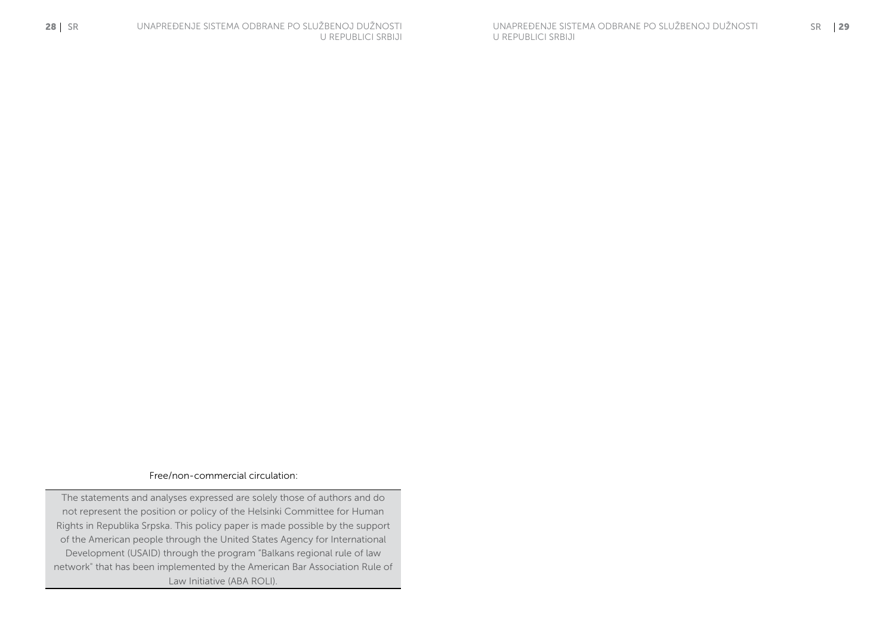Free/non-commercial circulation:

The statements and analyses expressed are solely those of authors and do not represent the position or policy of the Helsinki Committee for Human Rights in Republika Srpska. This policy paper is made possible by the support of the American people through the United States Agency for International Development (USAID) through the program "Balkans regional rule of law network" that has been implemented by the American Bar Association Rule of Law Initiative (ABA ROLI).